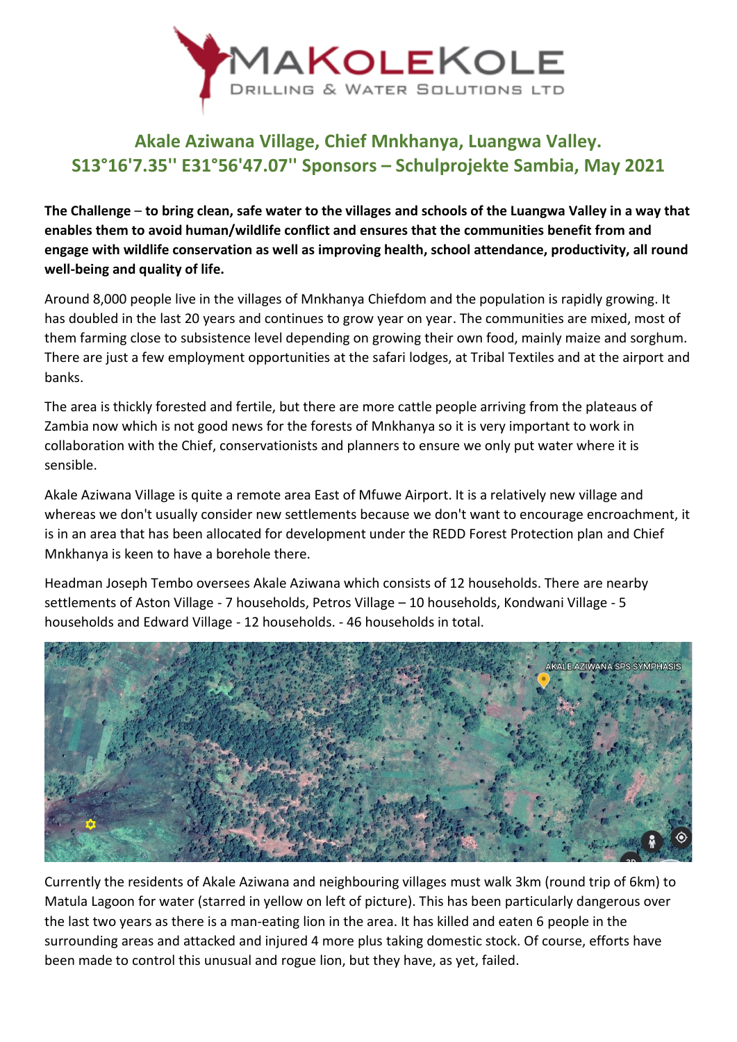# MAKOLEKOLE

DRILLING & WATER SOLUTIONS LTD

## Akale Aziwana Village, Chief Mnkhanya, Luangwa Valley. S13°16'7.35'' E31°56'47.07'' Sponsors – Schulprojekte Sambia, May 2021

**The Challenge – to bring clean, safe water to the villages and schools of the Luangwa Valley in a way that enables them to avoid human/wildlife conflict and ensures that the communities benefit from and engage with wildlife conservation as well as improving health, school attendance, productivity, all round well-being and quality of life.**

Around 8,000 people live in the villages of Mnkhanya Chiefdom and the population is rapidly growing. It has doubled in the last 20 years and continues to grow year on year. The communities are mixed, most of them farming close to subsistence level depending on growing their own food, mainly maize and sorghum. There are just a few employment opportunities at the safari lodges, at Tribal Textiles and at the airport and banks.

The area is thickly forested and fertile, but there are more cattle people arriving from the plateaus of Zambia now which is not good news for the forests of Mnkhanya so it is very important to work in collaboration with the Chief, conservationists and planners to ensure we only put water where it is sensible.

Akale Aziwana Village is quite a remote area East of Mfuwe Airport. It is a relatively new village and whereas we don't usually consider new settlements because we don't want to encourage encroachment, it is in an area that has been allocated for development under the REDD Forest Protection plan and Chief Mnkhanya is keen to have a borehole there.

Headman Joseph Tembo oversees Akale Aziwana which consists of 12 households. There are nearby settlements of Aston Village - 7 households, Petros Village – 10 households, Kondwani Village - 5 households and Edward Village - 12 households. - 46 households in total.

Currently the residents of Akale Aziwana and neighbouring villages must walk 3km (round trip of 6km) to Matula Lagoon for water (starred in yellow on left of picture). This has been particularly dangerous over the last two years as there is a man-eating lion in the area. It has killed and eaten 6 people in the surrounding areas and attacked and injured 4 more plus taking domestic stock. Of course, efforts have been made to control this unusual and rogue lion, but they have, as yet, failed.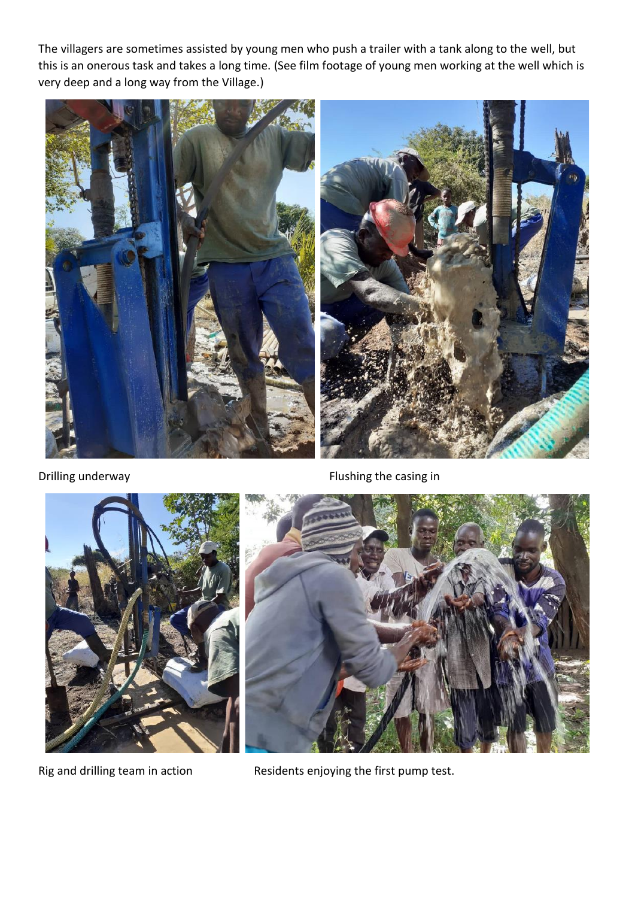The villagers are sometimes assisted by young men who push a trailer with a tank along to the well, but this is an onerous task and takes a long time. (See film footage of young men working at the well which is very deep and a long way from the Village.)

Drilling underway

Flushing the casing in

Rig and drilling team in action

Residents enjoying the first pump test.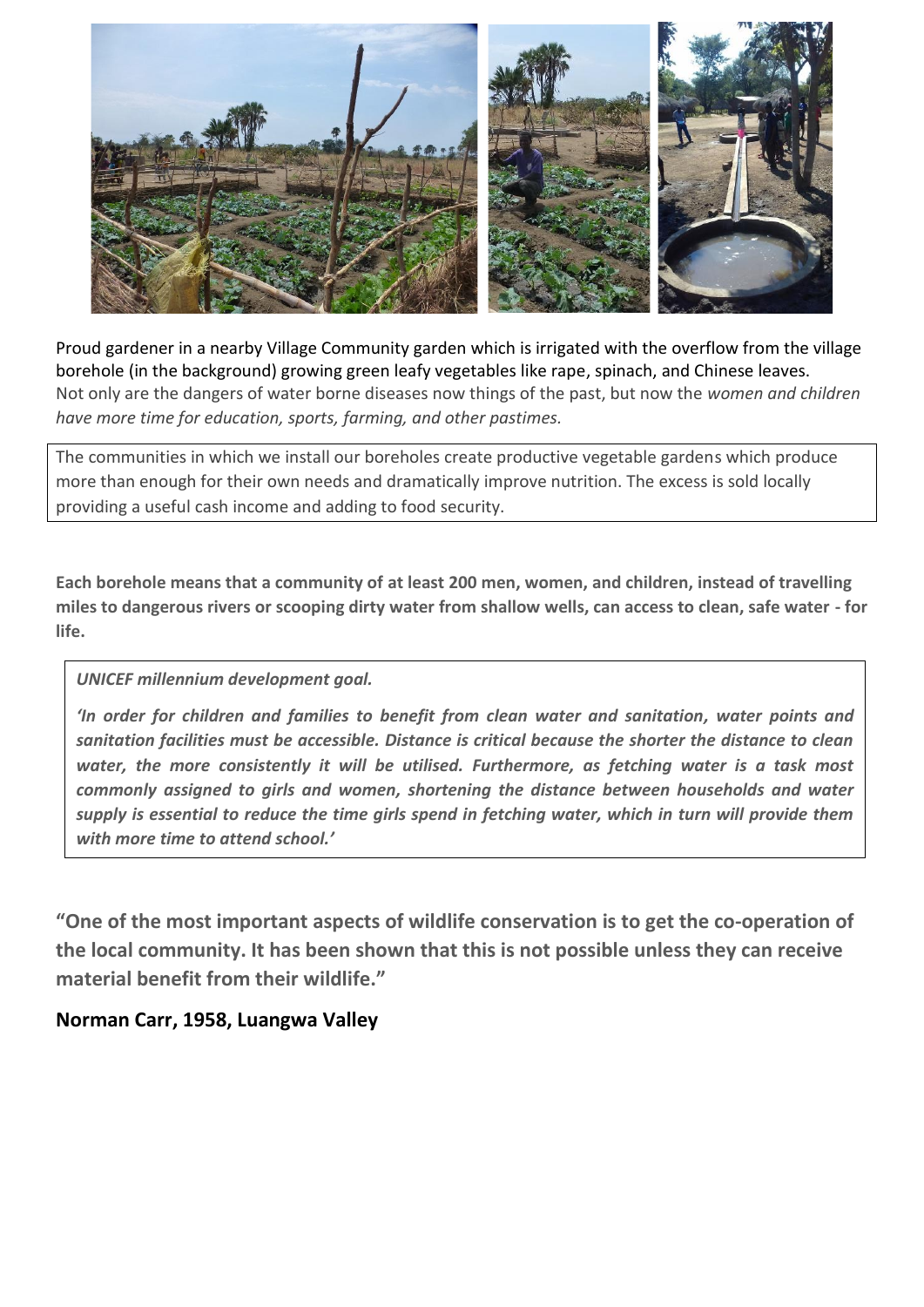Proud gardener in a nearby Village Community garden which is irrigated with the overflow from the village borehole (in the background) growing green leafy vegetables like rape, spinach, and Chinese leaves.
Not only are the dangers of water borne diseases now things of the past, but now the *women and children have more time for education, sports, farming, and other pastimes.*

The communities in which we install our boreholes create productive vegetable gardens which produce more than enough for their own needs and dramatically improve nutrition. The excess is sold locally providing a useful cash income and adding to food security.

**Each borehole means that a community of at least 200 men, women, and children, instead of travelling miles to dangerous rivers or scooping dirty water from shallow wells, can access to clean, safe water - for life.**

***UNICEF millennium development goal.***

***'In order for children and families to benefit from clean water and sanitation, water points and sanitation facilities must be accessible. Distance is critical because the shorter the distance to clean water, the more consistently it will be utilised. Furthermore, as fetching water is a task most commonly assigned to girls and women, shortening the distance between households and water supply is essential to reduce the time girls spend in fetching water, which in turn will provide them with more time to attend school.'***

**"One of the most important aspects of wildlife conservation is to get the co-operation of the local community. It has been shown that this is not possible unless they can receive material benefit from their wildlife."**

**Norman Carr, 1958, Luangwa Valley**